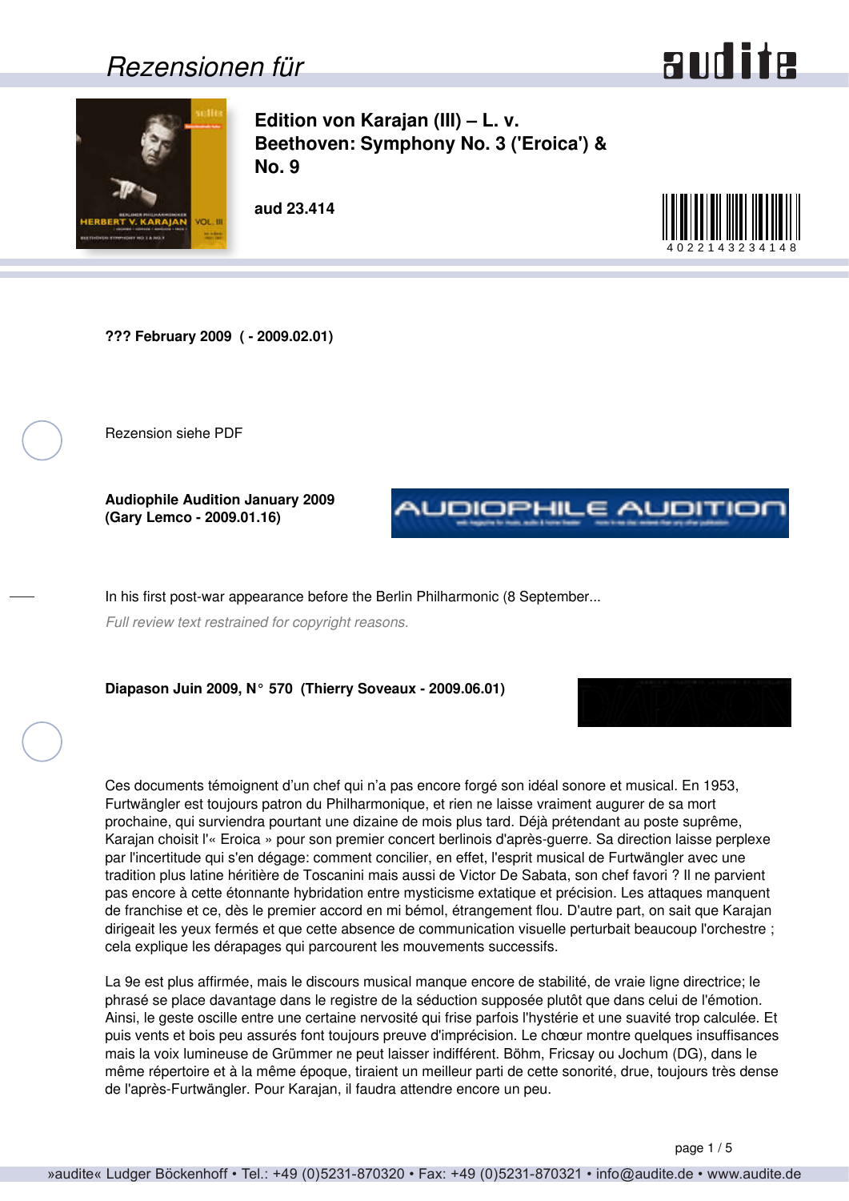# Rezensionen für

## Edition von Karajan (III) – L. v. Beethoven: Symphony No. 3 ('Eroica') & No. 9

**aud 23.414**

4022143234148

**??? February 2009 ( - 2009.02.01)**

Rezension siehe PDF

**Audiophile Audition January 2009 (Gary Lemco - 2009.01.16)**

In his first post-war appearance before the Berlin Philharmonic (8 September...

*Full review text restrained for copyright reasons.*

**Diapason Juin 2009, N° 570 (Thierry Soveaux - 2009.06.01)**

Ces documents témoignent d'un chef qui n'a pas encore forgé son idéal sonore et musical. En 1953, Furtwängler est toujours patron du Philharmonique, et rien ne laisse vraiment augurer de sa mort prochaine, qui surviendra pourtant une dizaine de mois plus tard. Déjà prétendant au poste suprême, Karajan choisit l'« Eroica » pour son premier concert berlinois d'après-guerre. Sa direction laisse perplexe par l'incertitude qui s'en dégage: comment concilier, en effet, l'esprit musical de Furtwängler avec une tradition plus latine héritière de Toscanini mais aussi de Victor De Sabata, son chef favori ? Il ne parvient pas encore à cette étonnante hybridation entre mysticisme extatique et précision. Les attaques manquent de franchise et ce, dès le premier accord en mi bémol, étrangement flou. D'autre part, on sait que Karajan dirigeait les yeux fermés et que cette absence de communication visuelle perturbait beaucoup l'orchestre ; cela explique les dérapages qui parcourent les mouvements successifs.

La 9e est plus affirmée, mais le discours musical manque encore de stabilité, de vraie ligne directrice; le phrasé se place davantage dans le registre de la séduction supposée plutôt que dans celui de l'émotion. Ainsi, le geste oscille entre une certaine nervosité qui frise parfois l'hystérie et une suavité trop calculée. Et puis vents et bois peu assurés font toujours preuve d'imprécision. Le chœur montre quelques insuffisances mais la voix lumineuse de Grümmer ne peut laisser indifférent. Böhm, Fricsay ou Jochum (DG), dans le même répertoire et à la même époque, tiraient un meilleur parti de cette sonorité, drue, toujours très dense de l'après-Furtwängler. Pour Karajan, il faudra attendre encore un peu.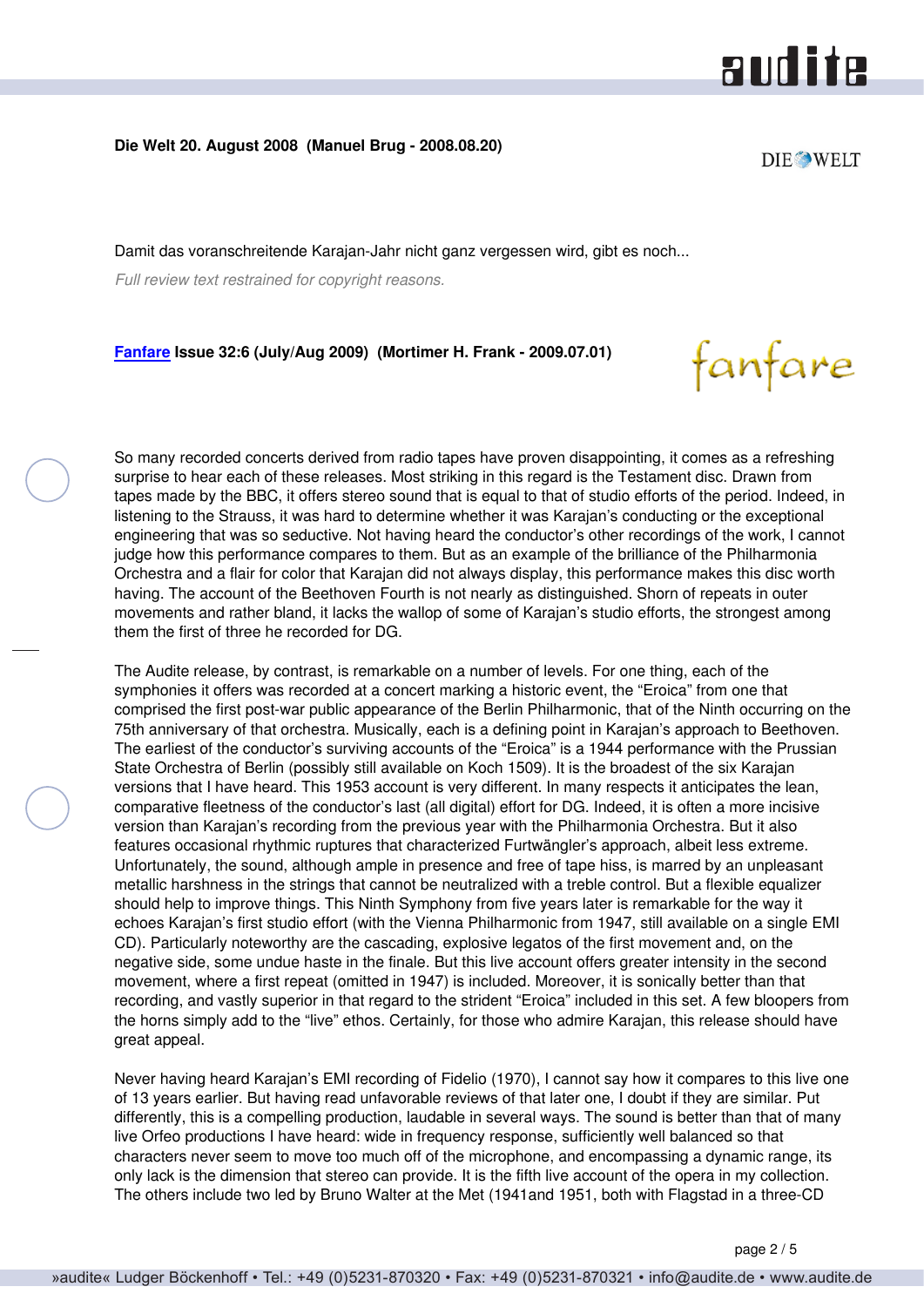**Die Welt 20. August 2008 (Manuel Brug - 2008.08.20)**

Damit das voranschreitende Karajan-Jahr nicht ganz vergessen wird, gibt es noch...

*Full review text restrained for copyright reasons.*

**Fanfare Issue 32:6 (July/Aug 2009) (Mortimer H. Frank - 2009.07.01)**

So many recorded concerts derived from radio tapes have proven disappointing, it comes as a refreshing surprise to hear each of these releases. Most striking in this regard is the Testament disc. Drawn from tapes made by the BBC, it offers stereo sound that is equal to that of studio efforts of the period. Indeed, in listening to the Strauss, it was hard to determine whether it was Karajan's conducting or the exceptional engineering that was so seductive. Not having heard the conductor's other recordings of the work, I cannot judge how this performance compares to them. But as an example of the brilliance of the Philharmonia Orchestra and a flair for color that Karajan did not always display, this performance makes this disc worth having. The account of the Beethoven Fourth is not nearly as distinguished. Shorn of repeats in outer movements and rather bland, it lacks the wallop of some of Karajan's studio efforts, the strongest among them the first of three he recorded for DG.

The Audite release, by contrast, is remarkable on a number of levels. For one thing, each of the symphonies it offers was recorded at a concert marking a historic event, the "Eroica" from one that comprised the first post-war public appearance of the Berlin Philharmonic, that of the Ninth occurring on the 75th anniversary of that orchestra. Musically, each is a defining point in Karajan's approach to Beethoven. The earliest of the conductor's surviving accounts of the "Eroica" is a 1944 performance with the Prussian State Orchestra of Berlin (possibly still available on Koch 1509). It is the broadest of the six Karajan versions that I have heard. This 1953 account is very different. In many respects it anticipates the lean, comparative fleetness of the conductor's last (all digital) effort for DG. Indeed, it is often a more incisive version than Karajan's recording from the previous year with the Philharmonia Orchestra. But it also features occasional rhythmic ruptures that characterized Furtwängler's approach, albeit less extreme. Unfortunately, the sound, although ample in presence and free of tape hiss, is marred by an unpleasant metallic harshness in the strings that cannot be neutralized with a treble control. But a flexible equalizer should help to improve things. This Ninth Symphony from five years later is remarkable for the way it echoes Karajan's first studio effort (with the Vienna Philharmonic from 1947, still available on a single EMI CD). Particularly noteworthy are the cascading, explosive legatos of the first movement and, on the negative side, some undue haste in the finale. But this live account offers greater intensity in the second movement, where a first repeat (omitted in 1947) is included. Moreover, it is sonically better than that recording, and vastly superior in that regard to the strident "Eroica" included in this set. A few bloopers from the horns simply add to the "live" ethos. Certainly, for those who admire Karajan, this release should have great appeal.

Never having heard Karajan's EMI recording of Fidelio (1970), I cannot say how it compares to this live one of 13 years earlier. But having read unfavorable reviews of that later one, I doubt if they are similar. Put differently, this is a compelling production, laudable in several ways. The sound is better than that of many live Orfeo productions I have heard: wide in frequency response, sufficiently well balanced so that characters never seem to move too much off of the microphone, and encompassing a dynamic range, its only lack is the dimension that stereo can provide. It is the fifth live account of the opera in my collection. The others include two led by Bruno Walter at the Met (1941and 1951, both with Flagstad in a three-CD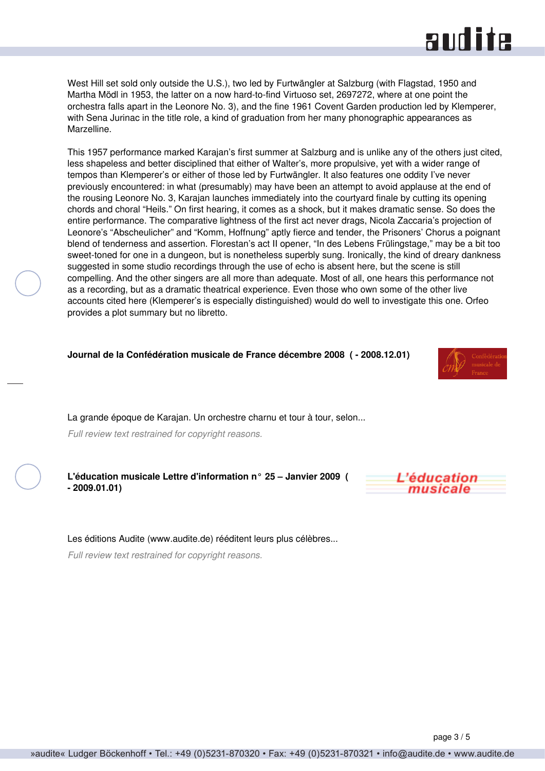West Hill set sold only outside the U.S.), two led by Furtwängler at Salzburg (with Flagstad, 1950 and Martha Mödl in 1953, the latter on a now hard-to-find Virtuoso set, 2697272, where at one point the orchestra falls apart in the Leonore No. 3), and the fine 1961 Covent Garden production led by Klemperer, with Sena Jurinac in the title role, a kind of graduation from her many phonographic appearances as Marzelline.

This 1957 performance marked Karajan's first summer at Salzburg and is unlike any of the others just cited, less shapeless and better disciplined that either of Walter's, more propulsive, yet with a wider range of tempos than Klemperer's or either of those led by Furtwängler. It also features one oddity I've never previously encountered: in what (presumably) may have been an attempt to avoid applause at the end of the rousing Leonore No. 3, Karajan launches immediately into the courtyard finale by cutting its opening chords and choral "Heils." On first hearing, it comes as a shock, but it makes dramatic sense. So does the entire performance. The comparative lightness of the first act never drags, Nicola Zaccaria's projection of Leonore's "Abscheulicher" and "Komm, Hoffnung" aptly fierce and tender, the Prisoners' Chorus a poignant blend of tenderness and assertion. Florestan's act II opener, "In des Lebens Frülingstage," may be a bit too sweet-toned for one in a dungeon, but is nonetheless superbly sung. Ironically, the kind of dreary dankness suggested in some studio recordings through the use of echo is absent here, but the scene is still compelling. And the other singers are all more than adequate. Most of all, one hears this performance not as a recording, but as a dramatic theatrical experience. Even those who own some of the other live accounts cited here (Klemperer's is especially distinguished) would do well to investigate this one. Orfeo provides a plot summary but no libretto.

**Journal de la Confédération musicale de France décembre 2008 ( - 2008.12.01)**

La grande époque de Karajan. Un orchestre charnu et tour à tour, selon...

*Full review text restrained for copyright reasons.*

**L'éducation musicale Lettre d'information n° 25 – Janvier 2009 ( - 2009.01.01)**

Les éditions Audite (www.audite.de) rééditent leurs plus célèbres...

*Full review text restrained for copyright reasons.*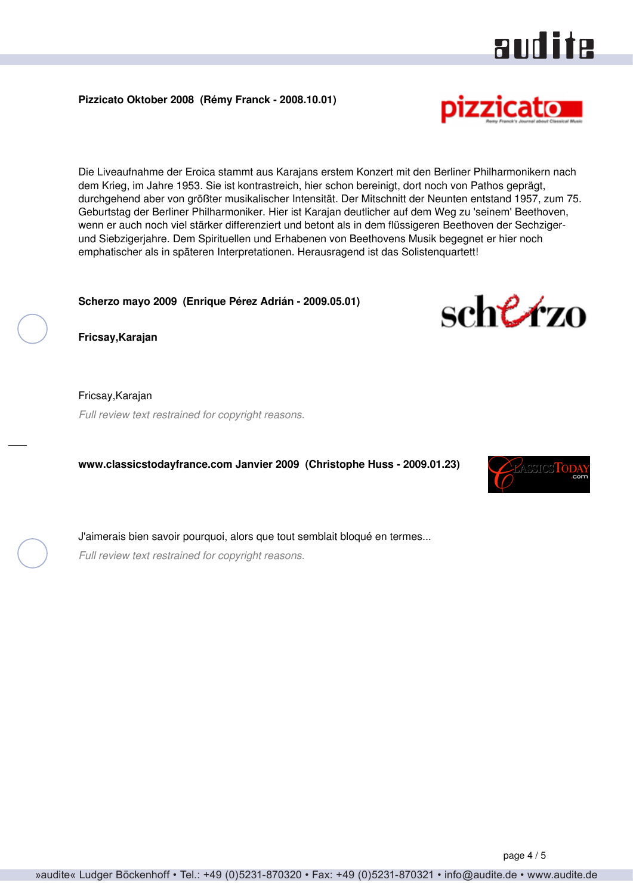**Pizzicato Oktober 2008  (Rémy Franck - 2008.10.01)**

Die Liveaufnahme der Eroica stammt aus Karajans erstem Konzert mit den Berliner Philharmonikern nach dem Krieg, im Jahre 1953. Sie ist kontrastreich, hier schon bereinigt, dort noch von Pathos geprägt, durchgehend aber von größter musikalischer Intensität. Der Mitschnitt der Neunten entstand 1957, zum 75. Geburtstag der Berliner Philharmoniker. Hier ist Karajan deutlicher auf dem Weg zu 'seinem' Beethoven, wenn er auch noch viel stärker differenziert und betont als in dem flüssigeren Beethoven der Sechziger- und Siebzigerjahre. Dem Spirituellen und Erhabenen von Beethovens Musik begegnet er hier noch emphatischer als in späteren Interpretationen. Herausragend ist das Solistenquartett!

**Scherzo mayo 2009  (Enrique Pérez Adrián - 2009.05.01)**

**Fricsay,Karajan**

Fricsay,Karajan

*Full review text restrained for copyright reasons.*

**www.classicstodayfrance.com Janvier 2009  (Christophe Huss - 2009.01.23)**

J'aimerais bien savoir pourquoi, alors que tout semblait bloqué en termes...

*Full review text restrained for copyright reasons.*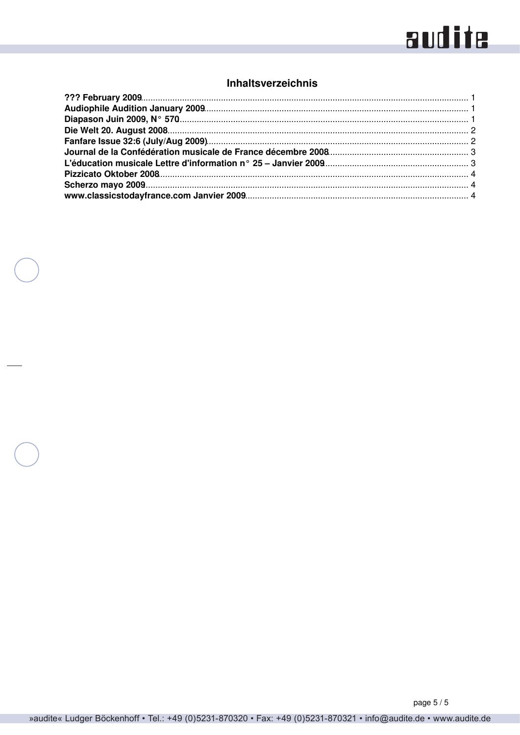## Inhaltsverzeichnis

**??? February 2009** .......... 1
**Audiophile Audition January 2009** .......... 1
**Diapason Juin 2009, N° 570** .......... 1
**Die Welt 20. August 2008** .......... 2
**Fanfare Issue 32:6 (July/Aug 2009)** .......... 2
**Journal de la Confédération musicale de France décembre 2008** .......... 3
**L'éducation musicale Lettre d'information n° 25 – Janvier 2009** .......... 3
**Pizzicato Oktober 2008** .......... 4
**Scherzo mayo 2009** .......... 4
**www.classicstodayfrance.com Janvier 2009** .......... 4